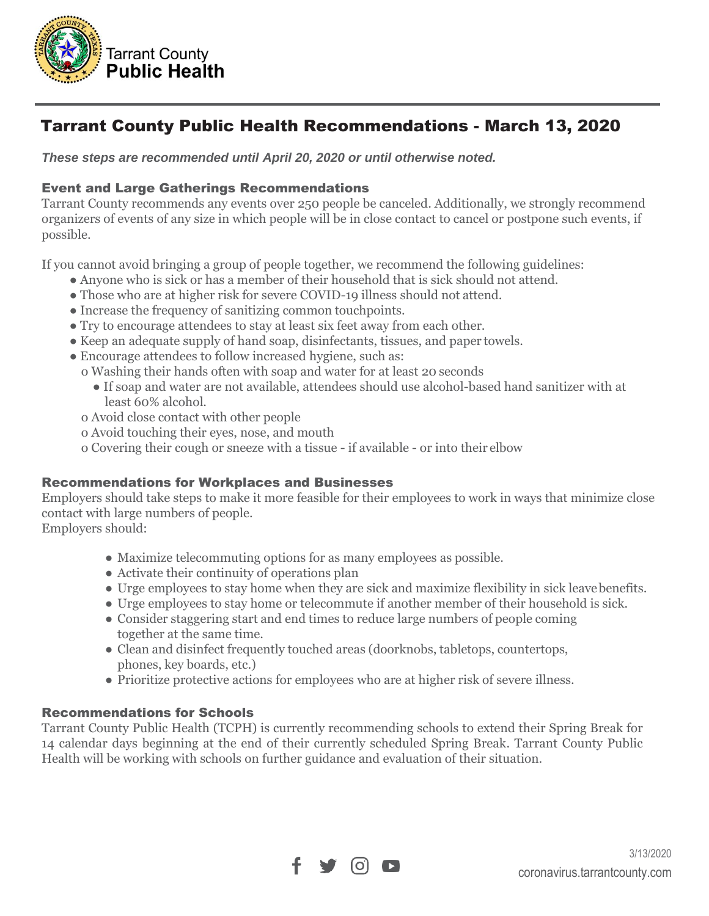Tarrant County
**Public Health**

# Tarrant County Public Health Recommendations - March 13, 2020

***These steps are recommended until April 20, 2020 or until otherwise noted.***

## Event and Large Gatherings Recommendations

Tarrant County recommends any events over 250 people be canceled. Additionally, we strongly recommend organizers of events of any size in which people will be in close contact to cancel or postpone such events, if possible.

If you cannot avoid bringing a group of people together, we recommend the following guidelines:

- Anyone who is sick or has a member of their household that is sick should not attend.
- Those who are at higher risk for severe COVID-19 illness should not attend.
- Increase the frequency of sanitizing common touchpoints.
- Try to encourage attendees to stay at least six feet away from each other.
- Keep an adequate supply of hand soap, disinfectants, tissues, and paper towels.
- Encourage attendees to follow increased hygiene, such as:
  - Washing their hands often with soap and water for at least 20 seconds
    - If soap and water are not available, attendees should use alcohol-based hand sanitizer with at least 60% alcohol.
  - Avoid close contact with other people
  - Avoid touching their eyes, nose, and mouth
  - Covering their cough or sneeze with a tissue - if available - or into their elbow

## Recommendations for Workplaces and Businesses

Employers should take steps to make it more feasible for their employees to work in ways that minimize close contact with large numbers of people.
Employers should:

- Maximize telecommuting options for as many employees as possible.
- Activate their continuity of operations plan
- Urge employees to stay home when they are sick and maximize flexibility in sick leave benefits.
- Urge employees to stay home or telecommute if another member of their household is sick.
- Consider staggering start and end times to reduce large numbers of people coming together at the same time.
- Clean and disinfect frequently touched areas (doorknobs, tabletops, countertops, phones, key boards, etc.)
- Prioritize protective actions for employees who are at higher risk of severe illness.

## Recommendations for Schools

Tarrant County Public Health (TCPH) is currently recommending schools to extend their Spring Break for 14 calendar days beginning at the end of their currently scheduled Spring Break. Tarrant County Public Health will be working with schools on further guidance and evaluation of their situation.

3/13/2020
coronavirus.tarrantcounty.com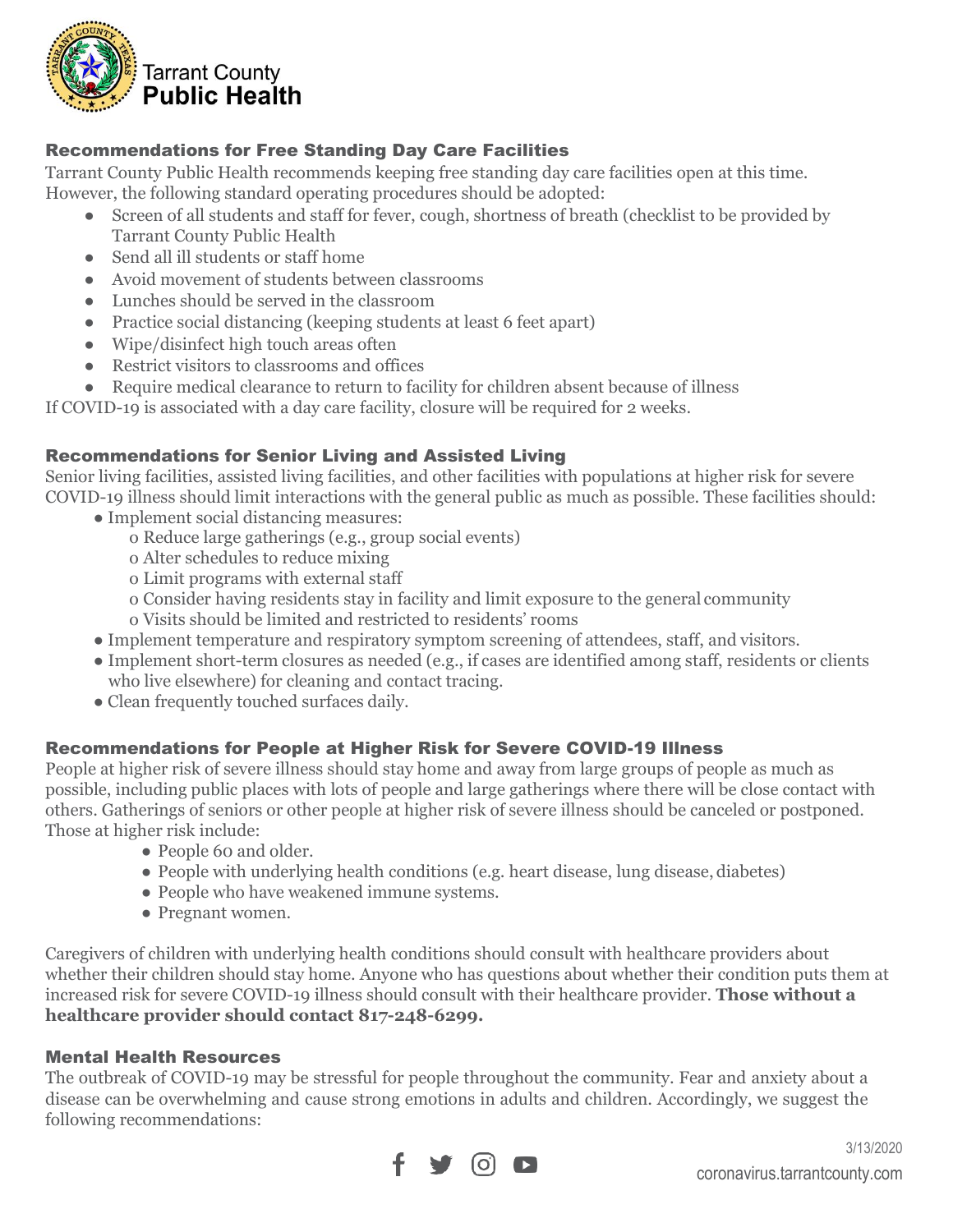## Recommendations for Free Standing Day Care Facilities

Tarrant County Public Health recommends keeping free standing day care facilities open at this time. However, the following standard operating procedures should be adopted:

- Screen of all students and staff for fever, cough, shortness of breath (checklist to be provided by Tarrant County Public Health
- Send all ill students or staff home
- Avoid movement of students between classrooms
- Lunches should be served in the classroom
- Practice social distancing (keeping students at least 6 feet apart)
- Wipe/disinfect high touch areas often
- Restrict visitors to classrooms and offices
- Require medical clearance to return to facility for children absent because of illness

If COVID-19 is associated with a day care facility, closure will be required for 2 weeks.

## Recommendations for Senior Living and Assisted Living

Senior living facilities, assisted living facilities, and other facilities with populations at higher risk for severe COVID-19 illness should limit interactions with the general public as much as possible. These facilities should:

- Implement social distancing measures:
  - Reduce large gatherings (e.g., group social events)
  - Alter schedules to reduce mixing
  - Limit programs with external staff
  - Consider having residents stay in facility and limit exposure to the general community
  - Visits should be limited and restricted to residents' rooms
- Implement temperature and respiratory symptom screening of attendees, staff, and visitors.
- Implement short-term closures as needed (e.g., if cases are identified among staff, residents or clients who live elsewhere) for cleaning and contact tracing.
- Clean frequently touched surfaces daily.

## Recommendations for People at Higher Risk for Severe COVID-19 Illness

People at higher risk of severe illness should stay home and away from large groups of people as much as possible, including public places with lots of people and large gatherings where there will be close contact with others. Gatherings of seniors or other people at higher risk of severe illness should be canceled or postponed. Those at higher risk include:

- People 60 and older.
- People with underlying health conditions (e.g. heart disease, lung disease, diabetes)
- People who have weakened immune systems.
- Pregnant women.

Caregivers of children with underlying health conditions should consult with healthcare providers about whether their children should stay home. Anyone who has questions about whether their condition puts them at increased risk for severe COVID-19 illness should consult with their healthcare provider. **Those without a healthcare provider should contact 817-248-6299.**

## Mental Health Resources

The outbreak of COVID-19 may be stressful for people throughout the community. Fear and anxiety about a disease can be overwhelming and cause strong emotions in adults and children. Accordingly, we suggest the following recommendations: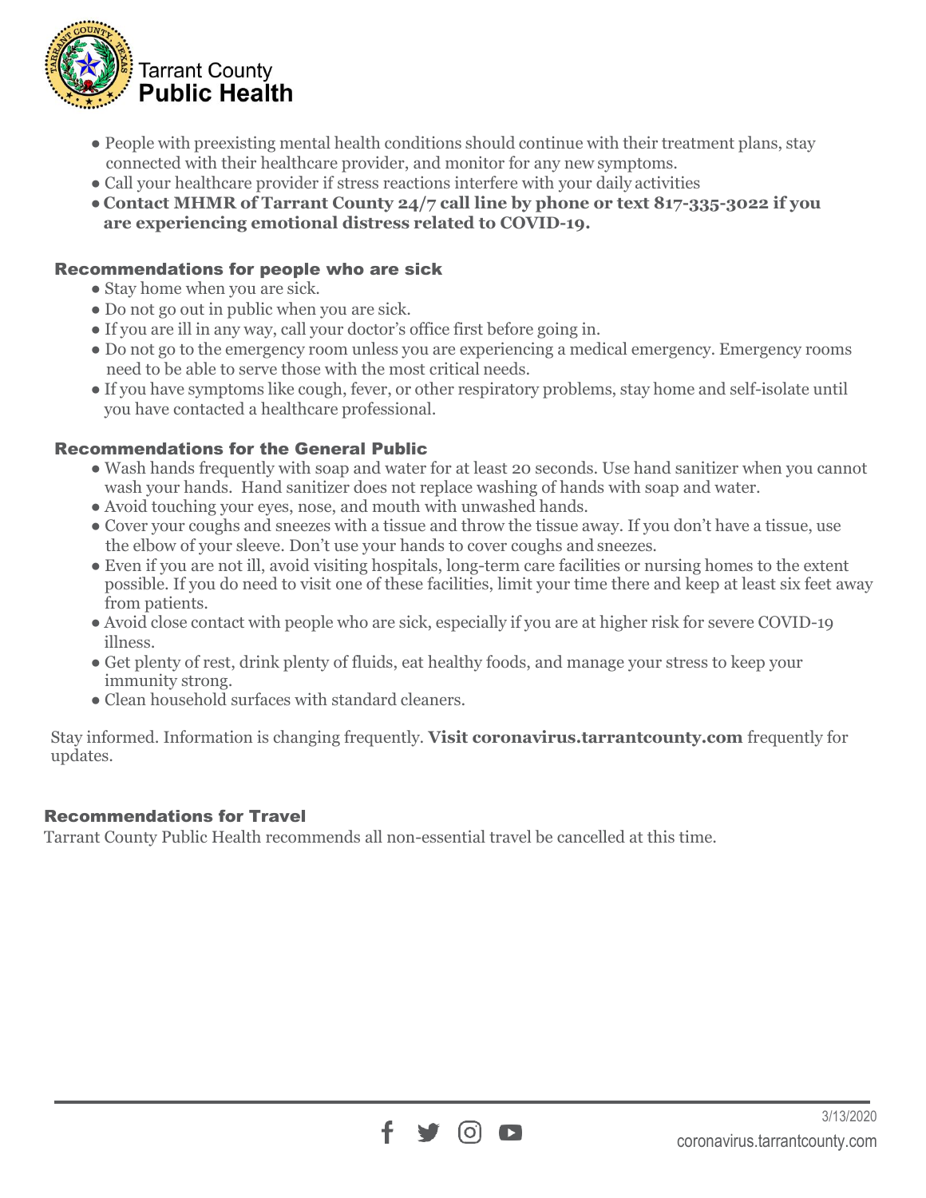- People with preexisting mental health conditions should continue with their treatment plans, stay connected with their healthcare provider, and monitor for any new symptoms.
- Call your healthcare provider if stress reactions interfere with your daily activities
- **Contact MHMR of Tarrant County 24/7 call line by phone or text 817-335-3022 if you are experiencing emotional distress related to COVID-19.**

## Recommendations for people who are sick

- Stay home when you are sick.
- Do not go out in public when you are sick.
- If you are ill in any way, call your doctor's office first before going in.
- Do not go to the emergency room unless you are experiencing a medical emergency. Emergency rooms need to be able to serve those with the most critical needs.
- If you have symptoms like cough, fever, or other respiratory problems, stay home and self-isolate until you have contacted a healthcare professional.

## Recommendations for the General Public

- Wash hands frequently with soap and water for at least 20 seconds. Use hand sanitizer when you cannot wash your hands. Hand sanitizer does not replace washing of hands with soap and water.
- Avoid touching your eyes, nose, and mouth with unwashed hands.
- Cover your coughs and sneezes with a tissue and throw the tissue away. If you don't have a tissue, use the elbow of your sleeve. Don't use your hands to cover coughs and sneezes.
- Even if you are not ill, avoid visiting hospitals, long-term care facilities or nursing homes to the extent possible. If you do need to visit one of these facilities, limit your time there and keep at least six feet away from patients.
- Avoid close contact with people who are sick, especially if you are at higher risk for severe COVID-19 illness.
- Get plenty of rest, drink plenty of fluids, eat healthy foods, and manage your stress to keep your immunity strong.
- Clean household surfaces with standard cleaners.

Stay informed. Information is changing frequently. **Visit coronavirus.tarrantcounty.com** frequently for updates.

## Recommendations for Travel

Tarrant County Public Health recommends all non-essential travel be cancelled at this time.